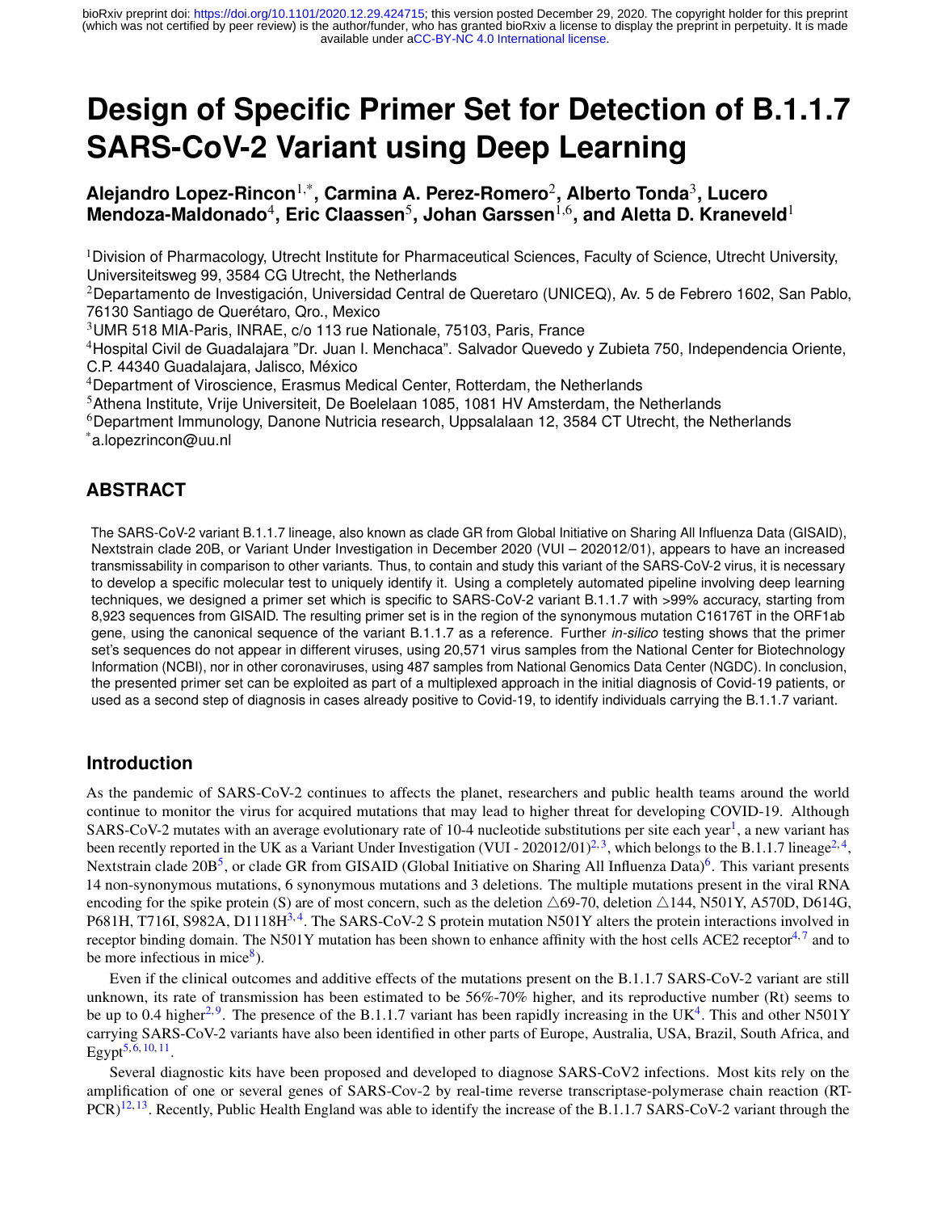# Design of Specific Primer Set for Detection of B.1.1.7 SARS-CoV-2 Variant using Deep Learning

**Alejandro Lopez-Rincon[1,*], Carmina A. Perez-Romero[2], Alberto Tonda[3], Lucero Mendoza-Maldonado[4], Eric Claassen[5], Johan Garssen[1,6], and Aletta D. Kraneveld[1]**

[1]Division of Pharmacology, Utrecht Institute for Pharmaceutical Sciences, Faculty of Science, Utrecht University, Universiteitsweg 99, 3584 CG Utrecht, the Netherlands
[2]Departamento de Investigación, Universidad Central de Queretaro (UNICEQ), Av. 5 de Febrero 1602, San Pablo, 76130 Santiago de Querétaro, Qro., Mexico
[3]UMR 518 MIA-Paris, INRAE, c/o 113 rue Nationale, 75103, Paris, France
[4]Hospital Civil de Guadalajara "Dr. Juan I. Menchaca". Salvador Quevedo y Zubieta 750, Independencia Oriente, C.P. 44340 Guadalajara, Jalisco, México
[4]Department of Viroscience, Erasmus Medical Center, Rotterdam, the Netherlands
[5]Athena Institute, Vrije Universiteit, De Boelelaan 1085, 1081 HV Amsterdam, the Netherlands
[6]Department Immunology, Danone Nutricia research, Uppsalalaan 12, 3584 CT Utrecht, the Netherlands
[*]a.lopezrincon@uu.nl

## ABSTRACT

The SARS-CoV-2 variant B.1.1.7 lineage, also known as clade GR from Global Initiative on Sharing All Influenza Data (GISAID), Nextstrain clade 20B, or Variant Under Investigation in December 2020 (VUI – 202012/01), appears to have an increased transmissability in comparison to other variants. Thus, to contain and study this variant of the SARS-CoV-2 virus, it is necessary to develop a specific molecular test to uniquely identify it. Using a completely automated pipeline involving deep learning techniques, we designed a primer set which is specific to SARS-CoV-2 variant B.1.1.7 with >99% accuracy, starting from 8,923 sequences from GISAID. The resulting primer set is in the region of the synonymous mutation C16176T in the ORF1ab gene, using the canonical sequence of the variant B.1.1.7 as a reference. Further *in-silico* testing shows that the primer set's sequences do not appear in different viruses, using 20,571 virus samples from the National Center for Biotechnology Information (NCBI), nor in other coronaviruses, using 487 samples from National Genomics Data Center (NGDC). In conclusion, the presented primer set can be exploited as part of a multiplexed approach in the initial diagnosis of Covid-19 patients, or used as a second step of diagnosis in cases already positive to Covid-19, to identify individuals carrying the B.1.1.7 variant.

## Introduction

As the pandemic of SARS-CoV-2 continues to affects the planet, researchers and public health teams around the world continue to monitor the virus for acquired mutations that may lead to higher threat for developing COVID-19. Although SARS-CoV-2 mutates with an average evolutionary rate of 10-4 nucleotide substitutions per site each year[1], a new variant has been recently reported in the UK as a Variant Under Investigation (VUI - 202012/01)[2,3], which belongs to the B.1.1.7 lineage[2,4], Nextstrain clade 20B[5], or clade GR from GISAID (Global Initiative on Sharing All Influenza Data)[6]. This variant presents 14 non-synonymous mutations, 6 synonymous mutations and 3 deletions. The multiple mutations present in the viral RNA encoding for the spike protein (S) are of most concern, such as the deletion △69-70, deletion △144, N501Y, A570D, D614G, P681H, T716I, S982A, D1118H[3,4]. The SARS-CoV-2 S protein mutation N501Y alters the protein interactions involved in receptor binding domain. The N501Y mutation has been shown to enhance affinity with the host cells ACE2 receptor[4,7] and to be more infectious in mice[8]).

Even if the clinical outcomes and additive effects of the mutations present on the B.1.1.7 SARS-CoV-2 variant are still unknown, its rate of transmission has been estimated to be 56%-70% higher, and its reproductive number (Rt) seems to be up to 0.4 higher[2,9]. The presence of the B.1.1.7 variant has been rapidly increasing in the UK[4]. This and other N501Y carrying SARS-CoV-2 variants have also been identified in other parts of Europe, Australia, USA, Brazil, South Africa, and Egypt[5,6,10,11].

Several diagnostic kits have been proposed and developed to diagnose SARS-CoV2 infections. Most kits rely on the amplification of one or several genes of SARS-Cov-2 by real-time reverse transcriptase-polymerase chain reaction (RT-PCR)[12,13]. Recently, Public Health England was able to identify the increase of the B.1.1.7 SARS-CoV-2 variant through the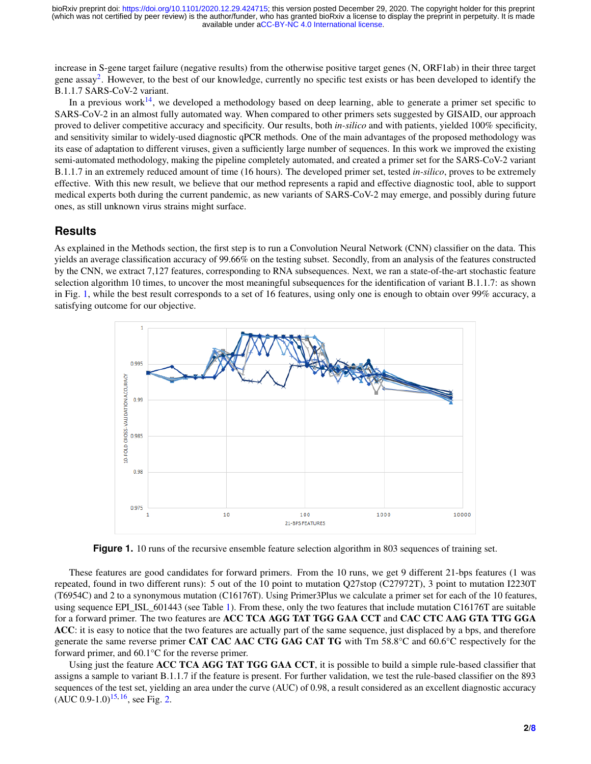increase in S-gene target failure (negative results) from the otherwise positive target genes (N, ORF1ab) in their three target gene assay[2]. However, to the best of our knowledge, currently no specific test exists or has been developed to identify the B.1.1.7 SARS-CoV-2 variant.

In a previous work[14], we developed a methodology based on deep learning, able to generate a primer set specific to SARS-CoV-2 in an almost fully automated way. When compared to other primers sets suggested by GISAID, our approach proved to deliver competitive accuracy and specificity. Our results, both *in-silico* and with patients, yielded 100% specificity, and sensitivity similar to widely-used diagnostic qPCR methods. One of the main advantages of the proposed methodology was its ease of adaptation to different viruses, given a sufficiently large number of sequences. In this work we improved the existing semi-automated methodology, making the pipeline completely automated, and created a primer set for the SARS-CoV-2 variant B.1.1.7 in an extremely reduced amount of time (16 hours). The developed primer set, tested *in-silico*, proves to be extremely effective. With this new result, we believe that our method represents a rapid and effective diagnostic tool, able to support medical experts both during the current pandemic, as new variants of SARS-CoV-2 may emerge, and possibly during future ones, as still unknown virus strains might surface.

## Results

As explained in the Methods section, the first step is to run a Convolution Neural Network (CNN) classifier on the data. This yields an average classification accuracy of 99.66% on the testing subset. Secondly, from an analysis of the features constructed by the CNN, we extract 7,127 features, corresponding to RNA subsequences. Next, we ran a state-of-the-art stochastic feature selection algorithm 10 times, to uncover the most meaningful subsequences for the identification of variant B.1.1.7: as shown in Fig. 1, while the best result corresponds to a set of 16 features, using only one is enough to obtain over 99% accuracy, a satisfying outcome for our objective.

**Figure 1.** 10 runs of the recursive ensemble feature selection algorithm in 803 sequences of training set.

These features are good candidates for forward primers. From the 10 runs, we get 9 different 21-bps features (1 was repeated, found in two different runs): 5 out of the 10 point to mutation Q27stop (C27972T), 3 point to mutation I2230T (T6954C) and 2 to a synonymous mutation (C16176T). Using Primer3Plus we calculate a primer set for each of the 10 features, using sequence EPI_ISL_601443 (see Table 1). From these, only the two features that include mutation C16176T are suitable for a forward primer. The two features are **ACC TCA AGG TAT TGG GAA CCT** and **CAC CTC AAG GTA TTG GGA ACC**: it is easy to notice that the two features are actually part of the same sequence, just displaced by a bps, and therefore generate the same reverse primer **CAT CAC AAC CTG GAG CAT TG** with Tm 58.8°C and 60.6°C respectively for the forward primer, and 60.1°C for the reverse primer.

Using just the feature **ACC TCA AGG TAT TGG GAA CCT**, it is possible to build a simple rule-based classifier that assigns a sample to variant B.1.1.7 if the feature is present. For further validation, we test the rule-based classifier on the 893 sequences of the test set, yielding an area under the curve (AUC) of 0.98, a result considered as an excellent diagnostic accuracy (AUC 0.9-1.0)[15, 16], see Fig. 2.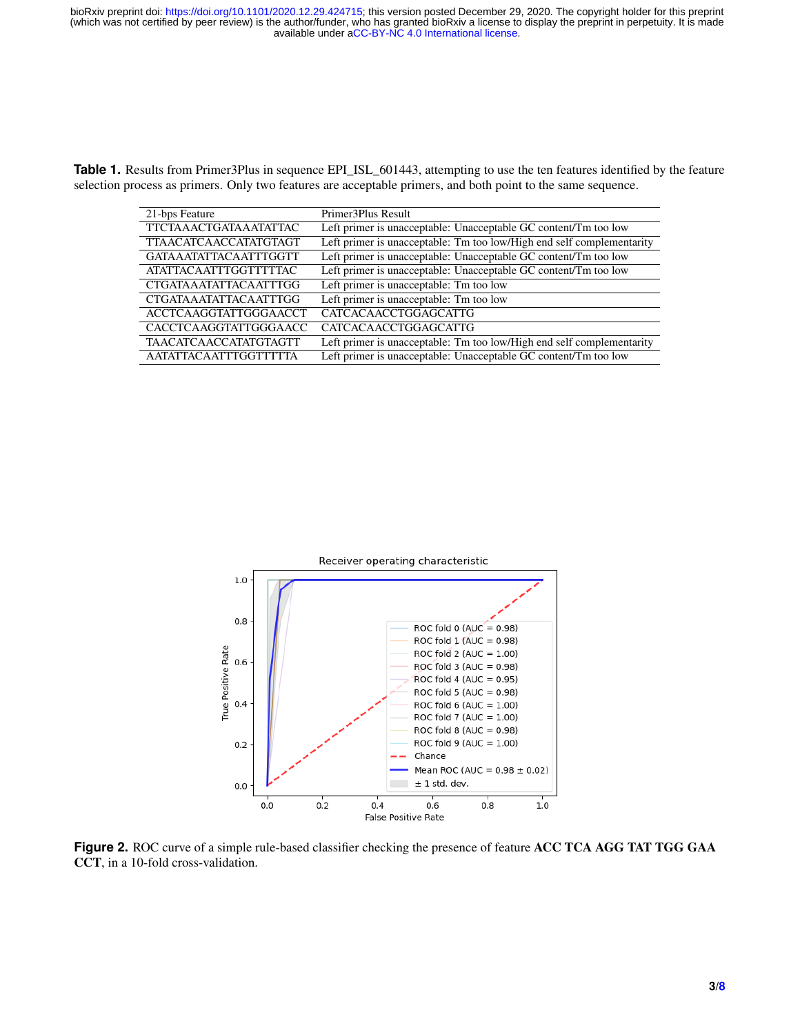**Table 1.** Results from Primer3Plus in sequence EPI_ISL_601443, attempting to use the ten features identified by the feature selection process as primers. Only two features are acceptable primers, and both point to the same sequence.

| 21-bps Feature | Primer3Plus Result |
|---|---|
| TTCTAAACTGATAAATATTAC | Left primer is unacceptable: Unacceptable GC content/Tm too low |
| TTAACATCAACCATATGTAGT | Left primer is unacceptable: Tm too low/High end self complementarity |
| GATAAATATTACAATTTGGTT | Left primer is unacceptable: Unacceptable GC content/Tm too low |
| ATATTACAATTTGGTTTTTAC | Left primer is unacceptable: Unacceptable GC content/Tm too low |
| CTGATAAATATTACAATTTGG | Left primer is unacceptable: Tm too low |
| CTGATAAATATTACAATTTGG | Left primer is unacceptable: Tm too low |
| ACCTCAAGGTATTGGGAACCT | CATCACAACCTGGAGCATTG |
| CACCTCAAGGTATTGGGAACC | CATCACAACCTGGAGCATTG |
| TAACATCAACCATATGTAGTT | Left primer is unacceptable: Tm too low/High end self complementarity |
| AATATTACAATTTGGTTTTTA | Left primer is unacceptable: Unacceptable GC content/Tm too low |

**Figure 2.** ROC curve of a simple rule-based classifier checking the presence of feature **ACC TCA AGG TAT TGG GAA CCT**, in a 10-fold cross-validation.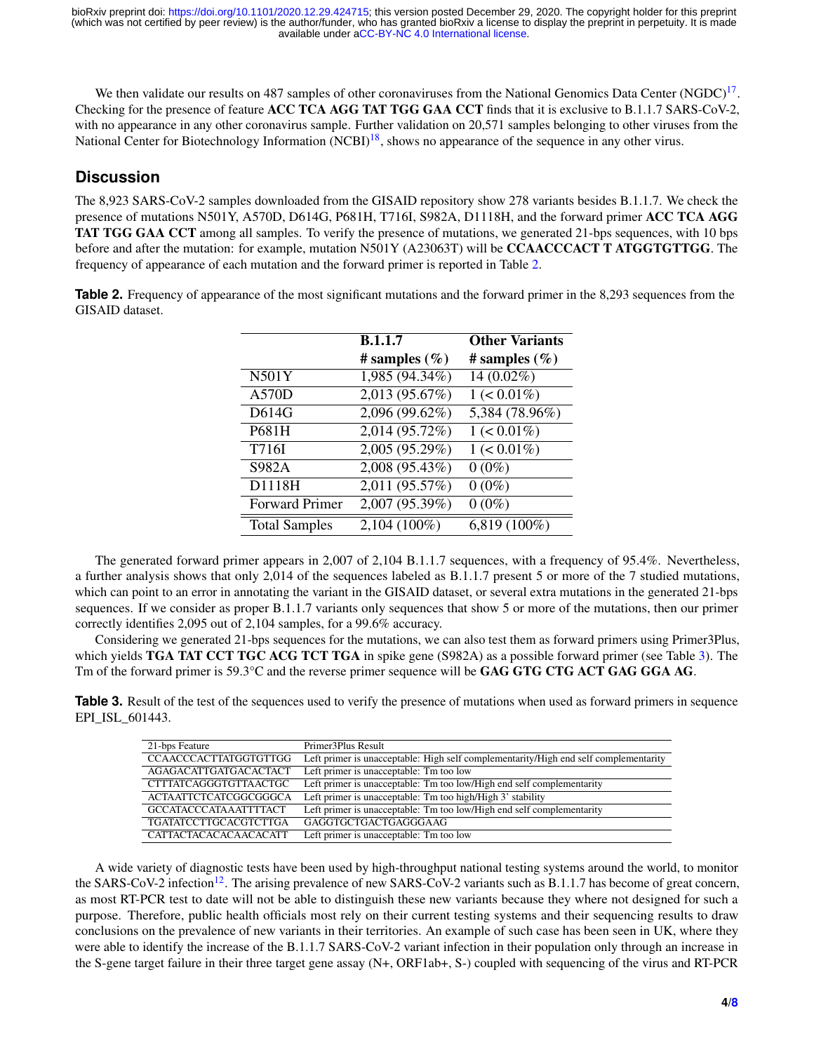We then validate our results on 487 samples of other coronaviruses from the National Genomics Data Center (NGDC)[17]. Checking for the presence of feature **ACC TCA AGG TAT TGG GAA CCT** finds that it is exclusive to B.1.1.7 SARS-CoV-2, with no appearance in any other coronavirus sample. Further validation on 20,571 samples belonging to other viruses from the National Center for Biotechnology Information (NCBI)[18], shows no appearance of the sequence in any other virus.

## Discussion

The 8,923 SARS-CoV-2 samples downloaded from the GISAID repository show 278 variants besides B.1.1.7. We check the presence of mutations N501Y, A570D, D614G, P681H, T716I, S982A, D1118H, and the forward primer **ACC TCA AGG TAT TGG GAA CCT** among all samples. To verify the presence of mutations, we generated 21-bps sequences, with 10 bps before and after the mutation: for example, mutation N501Y (A23063T) will be **CCAACCCACT T ATGGTGTTGG**. The frequency of appearance of each mutation and the forward primer is reported in Table 2.

**Table 2.** Frequency of appearance of the most significant mutations and the forward primer in the 8,293 sequences from the GISAID dataset.

| | B.1.1.7 | Other Variants |
|---|---|---|
| | # samples (%) | # samples (%) |
| N501Y | 1,985 (94.34%) | 14 (0.02%) |
| A570D | 2,013 (95.67%) | 1 (< 0.01%) |
| D614G | 2,096 (99.62%) | 5,384 (78.96%) |
| P681H | 2,014 (95.72%) | 1 (< 0.01%) |
| T716I | 2,005 (95.29%) | 1 (< 0.01%) |
| S982A | 2,008 (95.43%) | 0 (0%) |
| D1118H | 2,011 (95.57%) | 0 (0%) |
| Forward Primer | 2,007 (95.39%) | 0 (0%) |
| Total Samples | 2,104 (100%) | 6,819 (100%) |

The generated forward primer appears in 2,007 of 2,104 B.1.1.7 sequences, with a frequency of 95.4%. Nevertheless, a further analysis shows that only 2,014 of the sequences labeled as B.1.1.7 present 5 or more of the 7 studied mutations, which can point to an error in annotating the variant in the GISAID dataset, or several extra mutations in the generated 21-bps sequences. If we consider as proper B.1.1.7 variants only sequences that show 5 or more of the mutations, then our primer correctly identifies 2,095 out of 2,104 samples, for a 99.6% accuracy.

Considering we generated 21-bps sequences for the mutations, we can also test them as forward primers using Primer3Plus, which yields **TGA TAT CCT TGC ACG TCT TGA** in spike gene (S982A) as a possible forward primer (see Table 3). The Tm of the forward primer is 59.3°C and the reverse primer sequence will be **GAG GTG CTG ACT GAG GGA AG**.

**Table 3.** Result of the test of the sequences used to verify the presence of mutations when used as forward primers in sequence EPI_ISL_601443.

| 21-bps Feature | Primer3Plus Result |
|---|---|
| CCAACCCACTTATGGTGTTGG | Left primer is unacceptable: High self complementarity/High end self complementarity |
| AGAGACATTGATGACACTACT | Left primer is unacceptable: Tm too low |
| CTTTATCAGGGTGTTAACTGC | Left primer is unacceptable: Tm too low/High end self complementarity |
| ACTAATTCTCATCGGCGGGCA | Left primer is unacceptable: Tm too high/High 3' stability |
| GCCATACCCATAAATTTTACT | Left primer is unacceptable: Tm too low/High end self complementarity |
| TGATATCCTTGCACGTCTTGA | GAGGTGCTGACTGAGGGAAG |
| CATTACTACACACAACACATT | Left primer is unacceptable: Tm too low |

A wide variety of diagnostic tests have been used by high-throughput national testing systems around the world, to monitor the SARS-CoV-2 infection[12]. The arising prevalence of new SARS-CoV-2 variants such as B.1.1.7 has become of great concern, as most RT-PCR test to date will not be able to distinguish these new variants because they where not designed for such a purpose. Therefore, public health officials most rely on their current testing systems and their sequencing results to draw conclusions on the prevalence of new variants in their territories. An example of such case has been seen in UK, where they were able to identify the increase of the B.1.1.7 SARS-CoV-2 variant infection in their population only through an increase in the S-gene target failure in their three target gene assay (N+, ORF1ab+, S-) coupled with sequencing of the virus and RT-PCR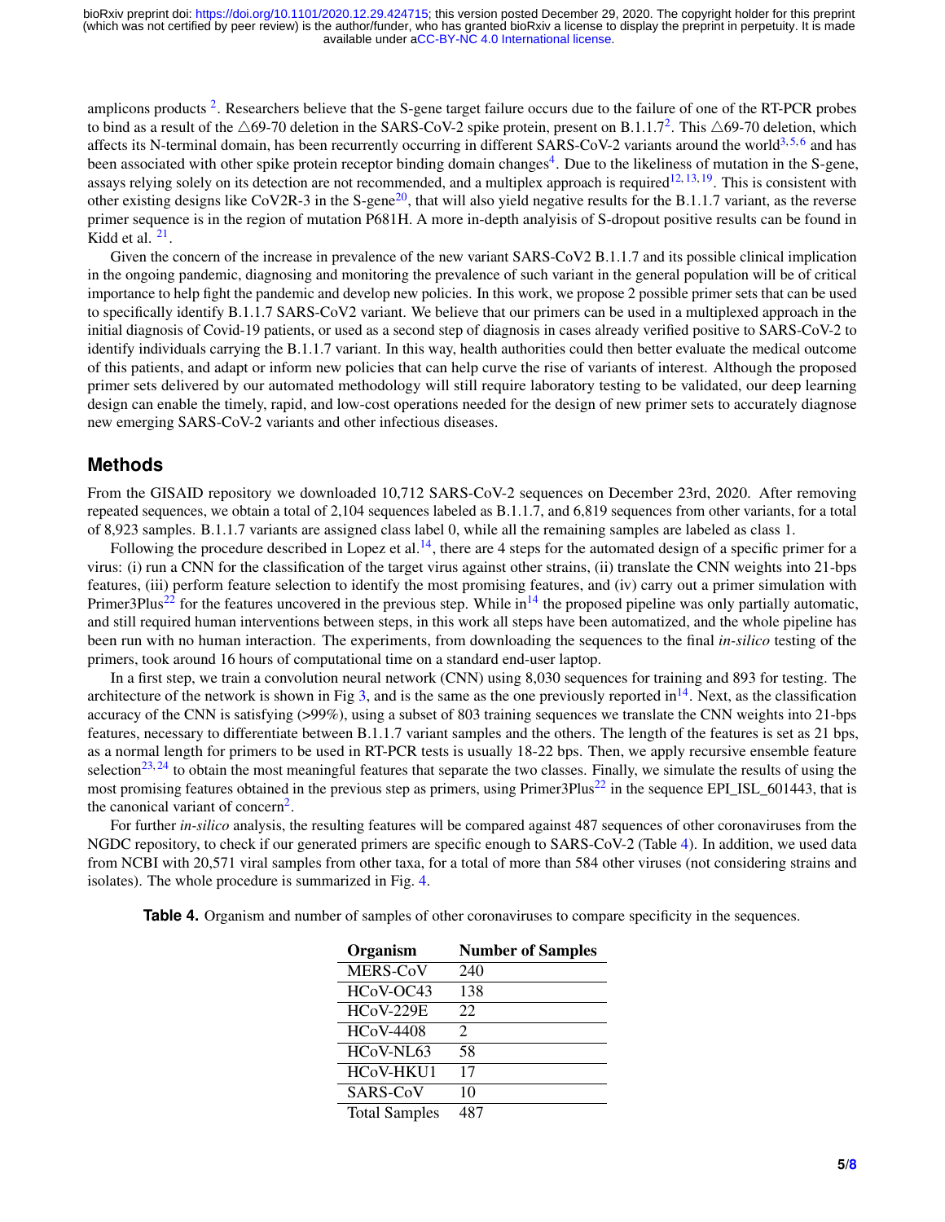amplicons products [2]. Researchers believe that the S-gene target failure occurs due to the failure of one of the RT-PCR probes to bind as a result of the △69-70 deletion in the SARS-CoV-2 spike protein, present on B.1.1.7[2]. This △69-70 deletion, which affects its N-terminal domain, has been recurrently occurring in different SARS-CoV-2 variants around the world[3,5,6] and has been associated with other spike protein receptor binding domain changes[4]. Due to the likeliness of mutation in the S-gene, assays relying solely on its detection are not recommended, and a multiplex approach is required[12,13,19]. This is consistent with other existing designs like CoV2R-3 in the S-gene[20], that will also yield negative results for the B.1.1.7 variant, as the reverse primer sequence is in the region of mutation P681H. A more in-depth analyisis of S-dropout positive results can be found in Kidd et al. [21].

Given the concern of the increase in prevalence of the new variant SARS-CoV2 B.1.1.7 and its possible clinical implication in the ongoing pandemic, diagnosing and monitoring the prevalence of such variant in the general population will be of critical importance to help fight the pandemic and develop new policies. In this work, we propose 2 possible primer sets that can be used to specifically identify B.1.1.7 SARS-CoV2 variant. We believe that our primers can be used in a multiplexed approach in the initial diagnosis of Covid-19 patients, or used as a second step of diagnosis in cases already verified positive to SARS-CoV-2 to identify individuals carrying the B.1.1.7 variant. In this way, health authorities could then better evaluate the medical outcome of this patients, and adapt or inform new policies that can help curve the rise of variants of interest. Although the proposed primer sets delivered by our automated methodology will still require laboratory testing to be validated, our deep learning design can enable the timely, rapid, and low-cost operations needed for the design of new primer sets to accurately diagnose new emerging SARS-CoV-2 variants and other infectious diseases.

## Methods

From the GISAID repository we downloaded 10,712 SARS-CoV-2 sequences on December 23rd, 2020. After removing repeated sequences, we obtain a total of 2,104 sequences labeled as B.1.1.7, and 6,819 sequences from other variants, for a total of 8,923 samples. B.1.1.7 variants are assigned class label 0, while all the remaining samples are labeled as class 1.

Following the procedure described in Lopez et al.[14], there are 4 steps for the automated design of a specific primer for a virus: (i) run a CNN for the classification of the target virus against other strains, (ii) translate the CNN weights into 21-bps features, (iii) perform feature selection to identify the most promising features, and (iv) carry out a primer simulation with Primer3Plus[22] for the features uncovered in the previous step. While in[14] the proposed pipeline was only partially automatic, and still required human interventions between steps, in this work all steps have been automatized, and the whole pipeline has been run with no human interaction. The experiments, from downloading the sequences to the final *in-silico* testing of the primers, took around 16 hours of computational time on a standard end-user laptop.

In a first step, we train a convolution neural network (CNN) using 8,030 sequences for training and 893 for testing. The architecture of the network is shown in Fig 3, and is the same as the one previously reported in[14]. Next, as the classification accuracy of the CNN is satisfying (>99%), using a subset of 803 training sequences we translate the CNN weights into 21-bps features, necessary to differentiate between B.1.1.7 variant samples and the others. The length of the features is set as 21 bps, as a normal length for primers to be used in RT-PCR tests is usually 18-22 bps. Then, we apply recursive ensemble feature selection[23,24] to obtain the most meaningful features that separate the two classes. Finally, we simulate the results of using the most promising features obtained in the previous step as primers, using Primer3Plus[22] in the sequence EPI_ISL_601443, that is the canonical variant of concern[2].

For further *in-silico* analysis, the resulting features will be compared against 487 sequences of other coronaviruses from the NGDC repository, to check if our generated primers are specific enough to SARS-CoV-2 (Table 4). In addition, we used data from NCBI with 20,571 viral samples from other taxa, for a total of more than 584 other viruses (not considering strains and isolates). The whole procedure is summarized in Fig. 4.

**Table 4.** Organism and number of samples of other coronaviruses to compare specificity in the sequences.

| Organism | Number of Samples |
|---|---|
| MERS-CoV | 240 |
| HCoV-OC43 | 138 |
| HCoV-229E | 22 |
| HCoV-4408 | 2 |
| HCoV-NL63 | 58 |
| HCoV-HKU1 | 17 |
| SARS-CoV | 10 |
| Total Samples | 487 |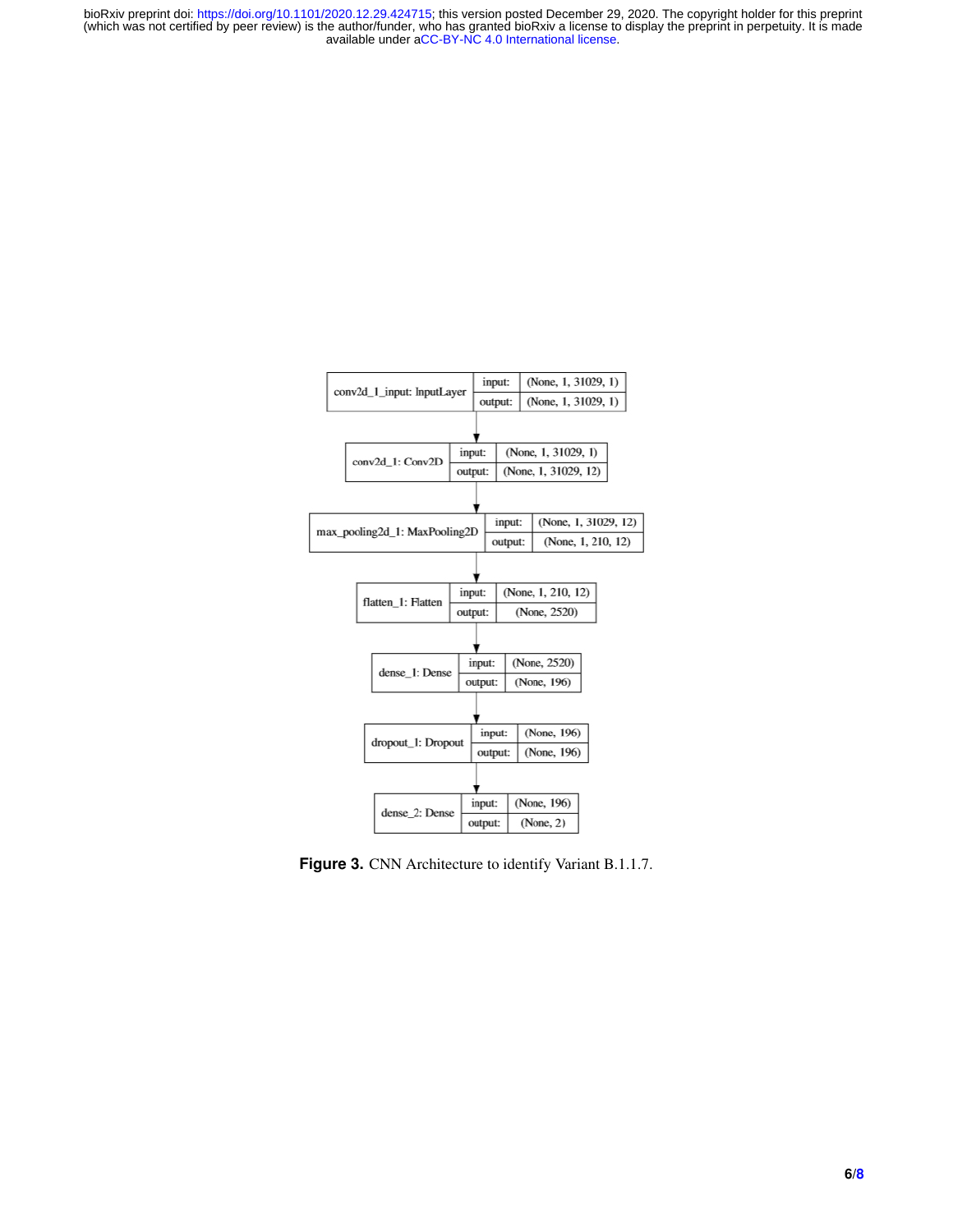| Layer | | Shape |
| --- | --- | --- |
| conv2d_1_input: InputLayer | input: | (None, 1, 31029, 1) |
| | output: | (None, 1, 31029, 1) |
| conv2d_1: Conv2D | input: | (None, 1, 31029, 1) |
| | output: | (None, 1, 31029, 12) |
| max_pooling2d_1: MaxPooling2D | input: | (None, 1, 31029, 12) |
| | output: | (None, 1, 210, 12) |
| flatten_1: Flatten | input: | (None, 1, 210, 12) |
| | output: | (None, 2520) |
| dense_1: Dense | input: | (None, 2520) |
| | output: | (None, 196) |
| dropout_1: Dropout | input: | (None, 196) |
| | output: | (None, 196) |
| dense_2: Dense | input: | (None, 196) |
| | output: | (None, 2) |

**Figure 3.** CNN Architecture to identify Variant B.1.1.7.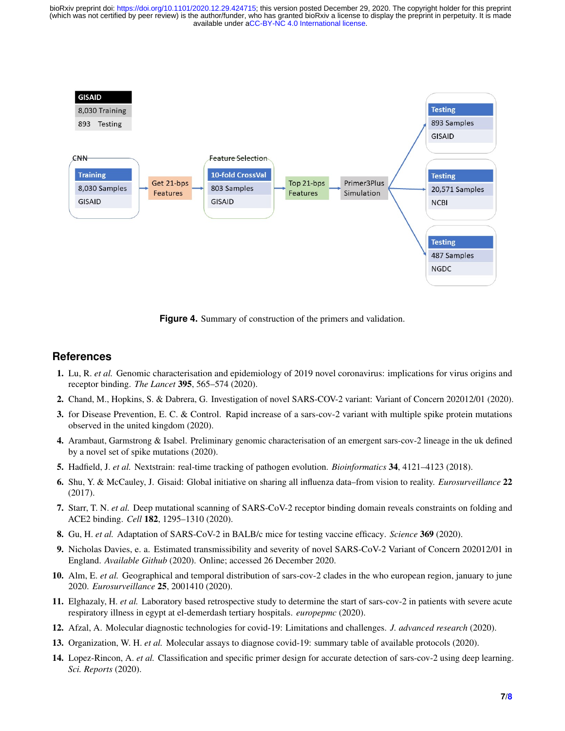**Figure 4.** Summary of construction of the primers and validation.

## References

1. Lu, R. *et al.* Genomic characterisation and epidemiology of 2019 novel coronavirus: implications for virus origins and receptor binding. *The Lancet* **395**, 565–574 (2020).
2. Chand, M., Hopkins, S. & Dabrera, G. Investigation of novel SARS-COV-2 variant: Variant of Concern 202012/01 (2020).
3. for Disease Prevention, E. C. & Control. Rapid increase of a sars-cov-2 variant with multiple spike protein mutations observed in the united kingdom (2020).
4. Arambaut, Garmstrong & Isabel. Preliminary genomic characterisation of an emergent sars-cov-2 lineage in the uk defined by a novel set of spike mutations (2020).
5. Hadfield, J. *et al.* Nextstrain: real-time tracking of pathogen evolution. *Bioinformatics* **34**, 4121–4123 (2018).
6. Shu, Y. & McCauley, J. Gisaid: Global initiative on sharing all influenza data–from vision to reality. *Eurosurveillance* **22** (2017).
7. Starr, T. N. *et al.* Deep mutational scanning of SARS-CoV-2 receptor binding domain reveals constraints on folding and ACE2 binding. *Cell* **182**, 1295–1310 (2020).
8. Gu, H. *et al.* Adaptation of SARS-CoV-2 in BALB/c mice for testing vaccine efficacy. *Science* **369** (2020).
9. Nicholas Davies, e. a. Estimated transmissibility and severity of novel SARS-CoV-2 Variant of Concern 202012/01 in England. *Available Github* (2020). Online; accessed 26 December 2020.
10. Alm, E. *et al.* Geographical and temporal distribution of sars-cov-2 clades in the who european region, january to june 2020. *Eurosurveillance* **25**, 2001410 (2020).
11. Elghazaly, H. *et al.* Laboratory based retrospective study to determine the start of sars-cov-2 in patients with severe acute respiratory illness in egypt at el-demerdash tertiary hospitals. *europepmc* (2020).
12. Afzal, A. Molecular diagnostic technologies for covid-19: Limitations and challenges. *J. advanced research* (2020).
13. Organization, W. H. *et al.* Molecular assays to diagnose covid-19: summary table of available protocols (2020).
14. Lopez-Rincon, A. *et al.* Classification and specific primer design for accurate detection of sars-cov-2 using deep learning. *Sci. Reports* (2020).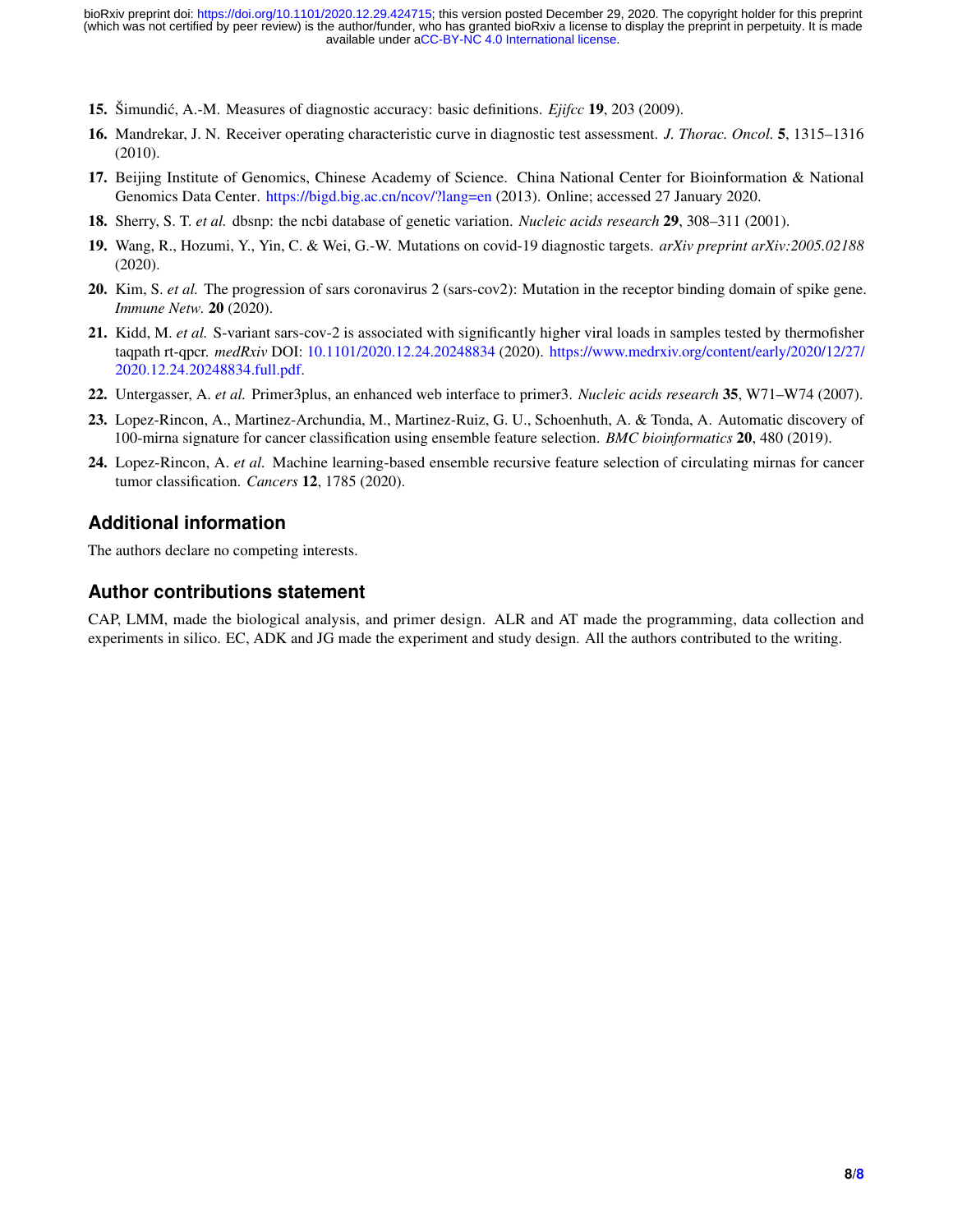15. Šimundić, A.-M. Measures of diagnostic accuracy: basic definitions. *Ejifcc* **19**, 203 (2009).
16. Mandrekar, J. N. Receiver operating characteristic curve in diagnostic test assessment. *J. Thorac. Oncol.* **5**, 1315–1316 (2010).
17. Beijing Institute of Genomics, Chinese Academy of Science. China National Center for Bioinformation & National Genomics Data Center. https://bigd.big.ac.cn/ncov/?lang=en (2013). Online; accessed 27 January 2020.
18. Sherry, S. T. *et al.* dbsnp: the ncbi database of genetic variation. *Nucleic acids research* **29**, 308–311 (2001).
19. Wang, R., Hozumi, Y., Yin, C. & Wei, G.-W. Mutations on covid-19 diagnostic targets. *arXiv preprint arXiv:2005.02188* (2020).
20. Kim, S. *et al.* The progression of sars coronavirus 2 (sars-cov2): Mutation in the receptor binding domain of spike gene. *Immune Netw.* **20** (2020).
21. Kidd, M. *et al.* S-variant sars-cov-2 is associated with significantly higher viral loads in samples tested by thermofisher taqpath rt-qpcr. *medRxiv* DOI: 10.1101/2020.12.24.20248834 (2020). https://www.medrxiv.org/content/early/2020/12/27/2020.12.24.20248834.full.pdf.
22. Untergasser, A. *et al.* Primer3plus, an enhanced web interface to primer3. *Nucleic acids research* **35**, W71–W74 (2007).
23. Lopez-Rincon, A., Martinez-Archundia, M., Martinez-Ruiz, G. U., Schoenhuth, A. & Tonda, A. Automatic discovery of 100-mirna signature for cancer classification using ensemble feature selection. *BMC bioinformatics* **20**, 480 (2019).
24. Lopez-Rincon, A. *et al.* Machine learning-based ensemble recursive feature selection of circulating mirnas for cancer tumor classification. *Cancers* **12**, 1785 (2020).

## Additional information

The authors declare no competing interests.

## Author contributions statement

CAP, LMM, made the biological analysis, and primer design. ALR and AT made the programming, data collection and experiments in silico. EC, ADK and JG made the experiment and study design. All the authors contributed to the writing.